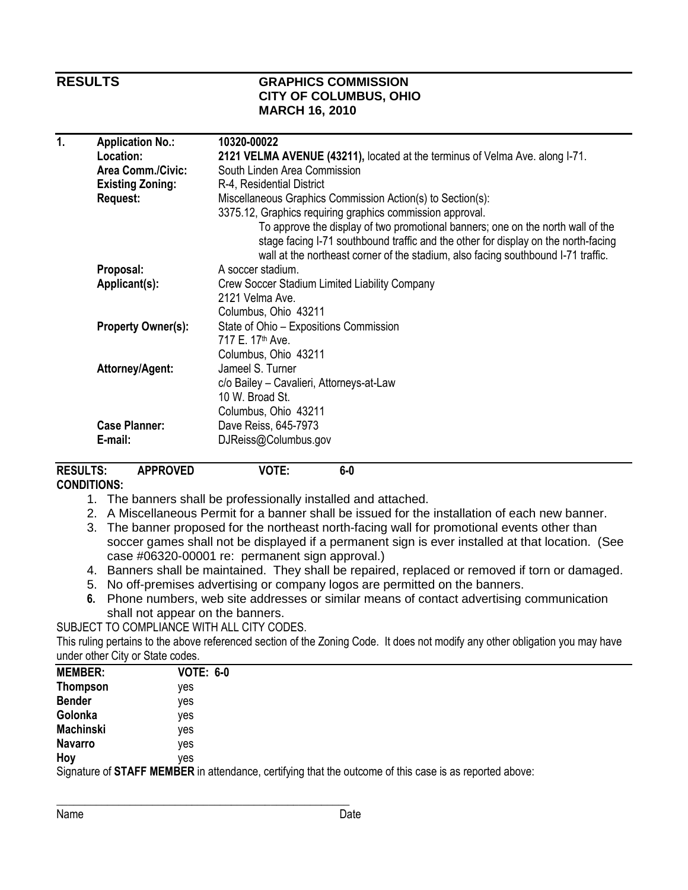## RESULTS

**GRAPHICS COMMISSION**
**CITY OF COLUMBUS, OHIO**
**MARCH 16, 2010**

**1.**

| | |
|---|---|
| **Application No.:** | 10320-00022 |
| **Location:** | **2121 VELMA AVENUE (43211),** located at the terminus of Velma Ave. along I-71. |
| **Area Comm./Civic:** | South Linden Area Commission |
| **Existing Zoning:** | R-4, Residential District |
| **Request:** | Miscellaneous Graphics Commission Action(s) to Section(s):<br>3375.12, Graphics requiring graphics commission approval.<br>To approve the display of two promotional banners; one on the north wall of the stage facing I-71 southbound traffic and the other for display on the north-facing wall at the northeast corner of the stadium, also facing southbound I-71 traffic. |
| **Proposal:** | A soccer stadium. |
| **Applicant(s):** | Crew Soccer Stadium Limited Liability Company<br>2121 Velma Ave.<br>Columbus, Ohio 43211 |
| **Property Owner(s):** | State of Ohio – Expositions Commission<br>717 E. 17th Ave.<br>Columbus, Ohio 43211 |
| **Attorney/Agent:** | Jameel S. Turner<br>c/o Bailey – Cavalieri, Attorneys-at-Law<br>10 W. Broad St.<br>Columbus, Ohio 43211 |
| **Case Planner:** | Dave Reiss, 645-7973 |
| **E-mail:** | DJReiss@Columbus.gov |

**RESULTS:** **APPROVED** **VOTE:** **6-0**

**CONDITIONS:**

1. The banners shall be professionally installed and attached.
2. A Miscellaneous Permit for a banner shall be issued for the installation of each new banner.
3. The banner proposed for the northeast north-facing wall for promotional events other than soccer games shall not be displayed if a permanent sign is ever installed at that location. (See case #06320-00001 re: permanent sign approval.)
4. Banners shall be maintained. They shall be repaired, replaced or removed if torn or damaged.
5. No off-premises advertising or company logos are permitted on the banners.
6. Phone numbers, web site addresses or similar means of contact advertising communication shall not appear on the banners.

SUBJECT TO COMPLIANCE WITH ALL CITY CODES.

This ruling pertains to the above referenced section of the Zoning Code. It does not modify any other obligation you may have under other City or State codes.

| **MEMBER:** | **VOTE: 6-0** |
|---|---|
| **Thompson** | yes |
| **Bender** | yes |
| **Golonka** | yes |
| **Machinski** | yes |
| **Navarro** | yes |
| **Hoy** | yes |

Signature of **STAFF MEMBER** in attendance, certifying that the outcome of this case is as reported above:

\_\_\_\_\_\_\_\_\_\_\_\_\_\_\_\_\_\_\_\_\_\_\_\_\_\_\_\_\_\_\_\_\_\_\_\_\_\_\_\_\_\_\_\_\_\_\_\_

Name Date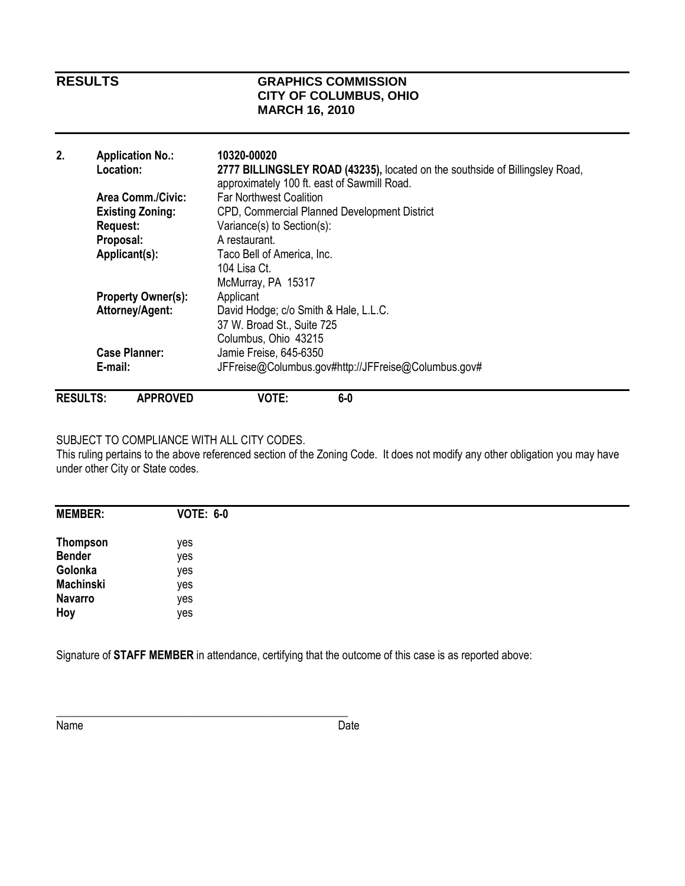**RESULTS** | **GRAPHICS COMMISSION**
**CITY OF COLUMBUS, OHIO**
**MARCH 16, 2010**

| | | |
|---|---|---|
| **2.** | **Application No.:** | **10320-00020** |
| | **Location:** | **2777 BILLINGSLEY ROAD (43235),** located on the southside of Billingsley Road, approximately 100 ft. east of Sawmill Road. |
| | **Area Comm./Civic:** | Far Northwest Coalition |
| | **Existing Zoning:** | CPD, Commercial Planned Development District |
| | **Request:** | Variance(s) to Section(s): |
| | **Proposal:** | A restaurant. |
| | **Applicant(s):** | Taco Bell of America, Inc.<br>104 Lisa Ct.<br>McMurray, PA 15317 |
| | **Property Owner(s):** | Applicant |
| | **Attorney/Agent:** | David Hodge; c/o Smith & Hale, L.L.C.<br>37 W. Broad St., Suite 725<br>Columbus, Ohio 43215 |
| | **Case Planner:** | Jamie Freise, 645-6350 |
| | **E-mail:** | JFFreise@Columbus.gov#http://JFFreise@Columbus.gov# |

**RESULTS: APPROVED VOTE: 6-0**

SUBJECT TO COMPLIANCE WITH ALL CITY CODES.
This ruling pertains to the above referenced section of the Zoning Code. It does not modify any other obligation you may have under other City or State codes.

| **MEMBER:** | **VOTE: 6-0** |
|---|---|
| **Thompson** | yes |
| **Bender** | yes |
| **Golonka** | yes |
| **Machinski** | yes |
| **Navarro** | yes |
| **Hoy** | yes |

Signature of **STAFF MEMBER** in attendance, certifying that the outcome of this case is as reported above:

\_\_\_\_\_\_\_\_\_\_\_\_\_\_\_\_\_\_\_\_\_\_\_\_\_\_\_\_\_\_\_\_\_\_\_\_\_\_\_\_\_\_\_\_\_\_\_\_\_\_\_\_

Name Date